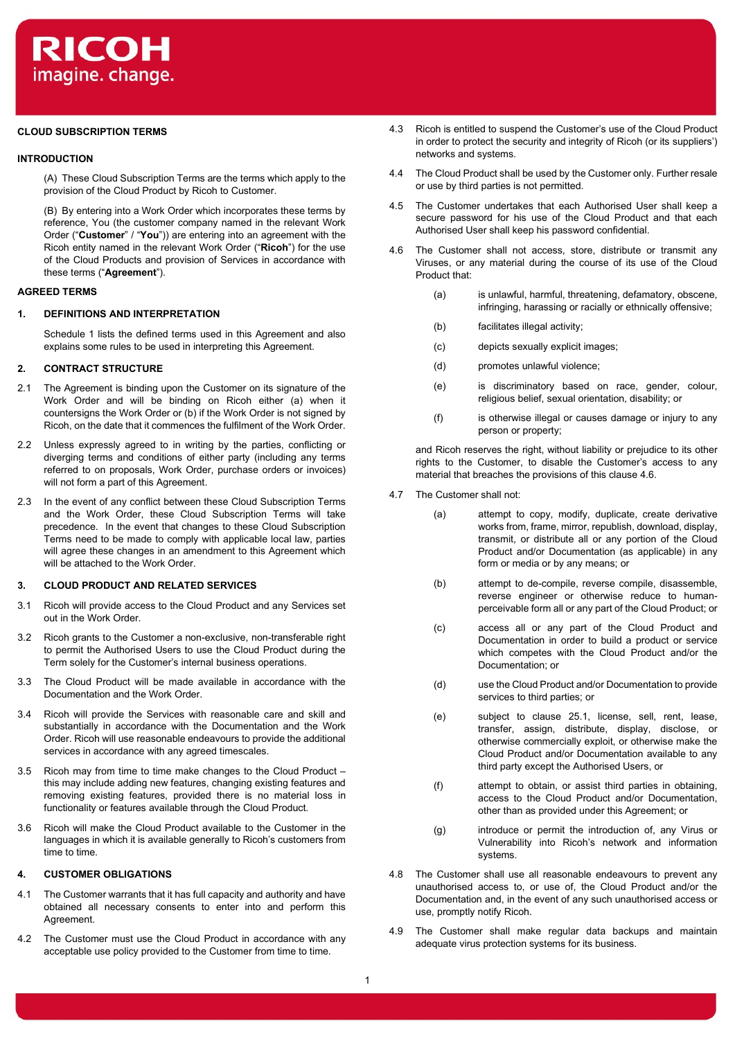## CLOUD SUBSCRIPTION TERMS

## INTRODUCTION

(A) These Cloud Subscription Terms are the terms which apply to the provision of the Cloud Product by Ricoh to Customer.

(B) By entering into a Work Order which incorporates these terms by reference, You (the customer company named in the relevant Work Order ("**Customer**" / "**You**")) are entering into an agreement with the Ricoh entity named in the relevant Work Order ("**Ricoh**") for the use of the Cloud Products and provision of Services in accordance with these terms ("**Agreement**").

## AGREED TERMS

### 1. DEFINITIONS AND INTERPRETATION

Schedule 1 lists the defined terms used in this Agreement and also explains some rules to be used in interpreting this Agreement.

### 2. CONTRACT STRUCTURE

2.1 The Agreement is binding upon the Customer on its signature of the Work Order and will be binding on Ricoh either (a) when it countersigns the Work Order or (b) if the Work Order is not signed by Ricoh, on the date that it commences the fulfilment of the Work Order.

2.2 Unless expressly agreed to in writing by the parties, conflicting or diverging terms and conditions of either party (including any terms referred to on proposals, Work Order, purchase orders or invoices) will not form a part of this Agreement.

2.3 In the event of any conflict between these Cloud Subscription Terms and the Work Order, these Cloud Subscription Terms will take precedence. In the event that changes to these Cloud Subscription Terms need to be made to comply with applicable local law, parties will agree these changes in an amendment to this Agreement which will be attached to the Work Order.

### 3. CLOUD PRODUCT AND RELATED SERVICES

3.1 Ricoh will provide access to the Cloud Product and any Services set out in the Work Order.

3.2 Ricoh grants to the Customer a non-exclusive, non-transferable right to permit the Authorised Users to use the Cloud Product during the Term solely for the Customer's internal business operations.

3.3 The Cloud Product will be made available in accordance with the Documentation and the Work Order.

3.4 Ricoh will provide the Services with reasonable care and skill and substantially in accordance with the Documentation and the Work Order. Ricoh will use reasonable endeavours to provide the additional services in accordance with any agreed timescales.

3.5 Ricoh may from time to time make changes to the Cloud Product – this may include adding new features, changing existing features and removing existing features, provided there is no material loss in functionality or features available through the Cloud Product.

3.6 Ricoh will make the Cloud Product available to the Customer in the languages in which it is available generally to Ricoh's customers from time to time.

### 4. CUSTOMER OBLIGATIONS

4.1 The Customer warrants that it has full capacity and authority and have obtained all necessary consents to enter into and perform this Agreement.

4.2 The Customer must use the Cloud Product in accordance with any acceptable use policy provided to the Customer from time to time.

4.3 Ricoh is entitled to suspend the Customer's use of the Cloud Product in order to protect the security and integrity of Ricoh (or its suppliers') networks and systems.

4.4 The Cloud Product shall be used by the Customer only. Further resale or use by third parties is not permitted.

4.5 The Customer undertakes that each Authorised User shall keep a secure password for his use of the Cloud Product and that each Authorised User shall keep his password confidential.

4.6 The Customer shall not access, store, distribute or transmit any Viruses, or any material during the course of its use of the Cloud Product that:

(a) is unlawful, harmful, threatening, defamatory, obscene, infringing, harassing or racially or ethnically offensive;

(b) facilitates illegal activity;

(c) depicts sexually explicit images;

(d) promotes unlawful violence;

(e) is discriminatory based on race, gender, colour, religious belief, sexual orientation, disability; or

(f) is otherwise illegal or causes damage or injury to any person or property;

and Ricoh reserves the right, without liability or prejudice to its other rights to the Customer, to disable the Customer's access to any material that breaches the provisions of this clause 4.6.

4.7 The Customer shall not:

(a) attempt to copy, modify, duplicate, create derivative works from, frame, mirror, republish, download, display, transmit, or distribute all or any portion of the Cloud Product and/or Documentation (as applicable) in any form or media or by any means; or

(b) attempt to de-compile, reverse compile, disassemble, reverse engineer or otherwise reduce to human-perceivable form all or any part of the Cloud Product; or

(c) access all or any part of the Cloud Product and Documentation in order to build a product or service which competes with the Cloud Product and/or the Documentation; or

(d) use the Cloud Product and/or Documentation to provide services to third parties; or

(e) subject to clause 25.1, license, sell, rent, lease, transfer, assign, distribute, display, disclose, or otherwise commercially exploit, or otherwise make the Cloud Product and/or Documentation available to any third party except the Authorised Users, or

(f) attempt to obtain, or assist third parties in obtaining, access to the Cloud Product and/or Documentation, other than as provided under this Agreement; or

(g) introduce or permit the introduction of, any Virus or Vulnerability into Ricoh's network and information systems.

4.8 The Customer shall use all reasonable endeavours to prevent any unauthorised access to, or use of, the Cloud Product and/or the Documentation and, in the event of any such unauthorised access or use, promptly notify Ricoh.

4.9 The Customer shall make regular data backups and maintain adequate virus protection systems for its business.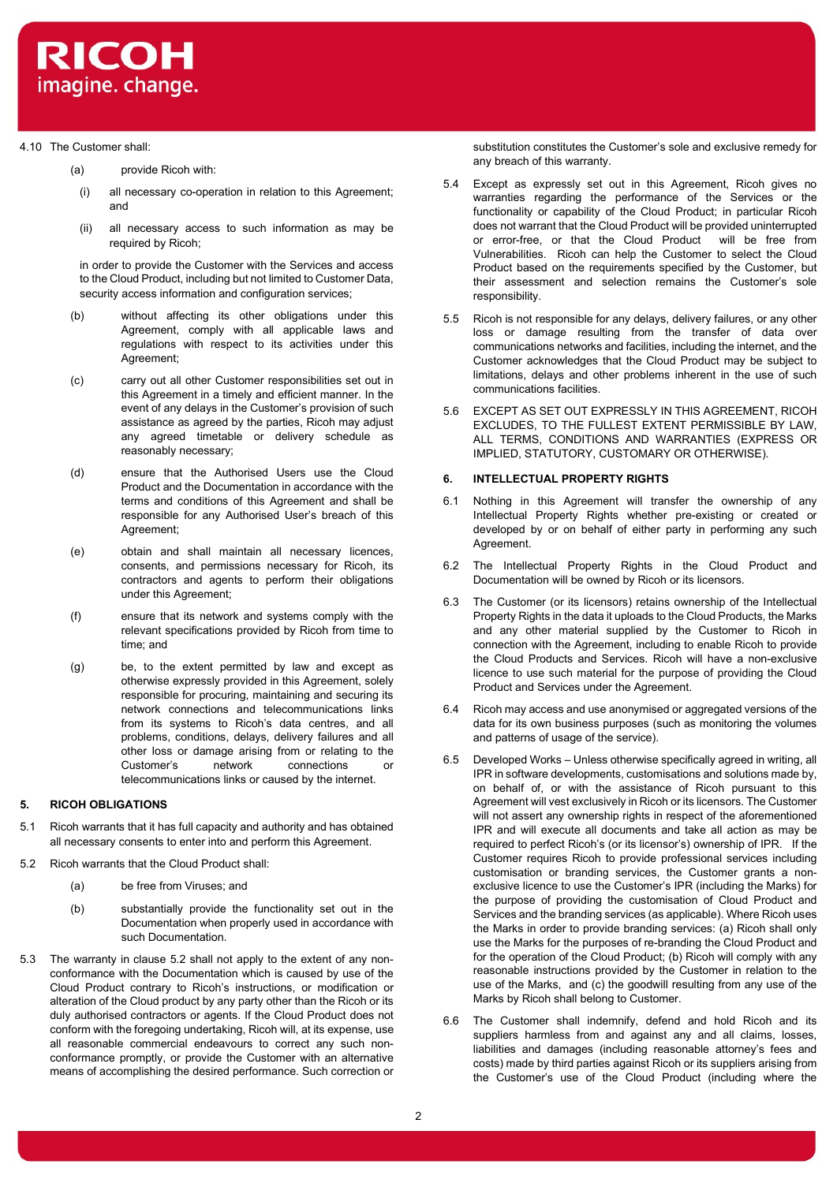4.10 The Customer shall:

(a) provide Ricoh with:

(i) all necessary co-operation in relation to this Agreement; and

(ii) all necessary access to such information as may be required by Ricoh;

in order to provide the Customer with the Services and access to the Cloud Product, including but not limited to Customer Data, security access information and configuration services;

(b) without affecting its other obligations under this Agreement, comply with all applicable laws and regulations with respect to its activities under this Agreement;

(c) carry out all other Customer responsibilities set out in this Agreement in a timely and efficient manner. In the event of any delays in the Customer's provision of such assistance as agreed by the parties, Ricoh may adjust any agreed timetable or delivery schedule as reasonably necessary;

(d) ensure that the Authorised Users use the Cloud Product and the Documentation in accordance with the terms and conditions of this Agreement and shall be responsible for any Authorised User's breach of this Agreement;

(e) obtain and shall maintain all necessary licences, consents, and permissions necessary for Ricoh, its contractors and agents to perform their obligations under this Agreement;

(f) ensure that its network and systems comply with the relevant specifications provided by Ricoh from time to time; and

(g) be, to the extent permitted by law and except as otherwise expressly provided in this Agreement, solely responsible for procuring, maintaining and securing its network connections and telecommunications links from its systems to Ricoh's data centres, and all problems, conditions, delays, delivery failures and all other loss or damage arising from or relating to the Customer's network connections or telecommunications links or caused by the internet.

## 5. RICOH OBLIGATIONS

5.1 Ricoh warrants that it has full capacity and authority and has obtained all necessary consents to enter into and perform this Agreement.

5.2 Ricoh warrants that the Cloud Product shall:

(a) be free from Viruses; and

(b) substantially provide the functionality set out in the Documentation when properly used in accordance with such Documentation.

5.3 The warranty in clause 5.2 shall not apply to the extent of any non-conformance with the Documentation which is caused by use of the Cloud Product contrary to Ricoh's instructions, or modification or alteration of the Cloud product by any party other than the Ricoh or its duly authorised contractors or agents. If the Cloud Product does not conform with the foregoing undertaking, Ricoh will, at its expense, use all reasonable commercial endeavours to correct any such non-conformance promptly, or provide the Customer with an alternative means of accomplishing the desired performance. Such correction or substitution constitutes the Customer's sole and exclusive remedy for any breach of this warranty.

5.4 Except as expressly set out in this Agreement, Ricoh gives no warranties regarding the performance of the Services or the functionality or capability of the Cloud Product; in particular Ricoh does not warrant that the Cloud Product will be provided uninterrupted or error-free, or that the Cloud Product will be free from Vulnerabilities. Ricoh can help the Customer to select the Cloud Product based on the requirements specified by the Customer, but their assessment and selection remains the Customer's sole responsibility.

5.5 Ricoh is not responsible for any delays, delivery failures, or any other loss or damage resulting from the transfer of data over communications networks and facilities, including the internet, and the Customer acknowledges that the Cloud Product may be subject to limitations, delays and other problems inherent in the use of such communications facilities.

5.6 EXCEPT AS SET OUT EXPRESSLY IN THIS AGREEMENT, RICOH EXCLUDES, TO THE FULLEST EXTENT PERMISSIBLE BY LAW, ALL TERMS, CONDITIONS AND WARRANTIES (EXPRESS OR IMPLIED, STATUTORY, CUSTOMARY OR OTHERWISE).

## 6. INTELLECTUAL PROPERTY RIGHTS

6.1 Nothing in this Agreement will transfer the ownership of any Intellectual Property Rights whether pre-existing or created or developed by or on behalf of either party in performing any such Agreement.

6.2 The Intellectual Property Rights in the Cloud Product and Documentation will be owned by Ricoh or its licensors.

6.3 The Customer (or its licensors) retains ownership of the Intellectual Property Rights in the data it uploads to the Cloud Products, the Marks and any other material supplied by the Customer to Ricoh in connection with the Agreement, including to enable Ricoh to provide the Cloud Products and Services. Ricoh will have a non-exclusive licence to use such material for the purpose of providing the Cloud Product and Services under the Agreement.

6.4 Ricoh may access and use anonymised or aggregated versions of the data for its own business purposes (such as monitoring the volumes and patterns of usage of the service).

6.5 Developed Works – Unless otherwise specifically agreed in writing, all IPR in software developments, customisations and solutions made by, on behalf of, or with the assistance of Ricoh pursuant to this Agreement will vest exclusively in Ricoh or its licensors. The Customer will not assert any ownership rights in respect of the aforementioned IPR and will execute all documents and take all action as may be required to perfect Ricoh's (or its licensor's) ownership of IPR. If the Customer requires Ricoh to provide professional services including customisation or branding services, the Customer grants a non-exclusive licence to use the Customer's IPR (including the Marks) for the purpose of providing the customisation of Cloud Product and Services and the branding services (as applicable). Where Ricoh uses the Marks in order to provide branding services: (a) Ricoh shall only use the Marks for the purposes of re-branding the Cloud Product and for the operation of the Cloud Product; (b) Ricoh will comply with any reasonable instructions provided by the Customer in relation to the use of the Marks, and (c) the goodwill resulting from any use of the Marks by Ricoh shall belong to Customer.

6.6 The Customer shall indemnify, defend and hold Ricoh and its suppliers harmless from and against any and all claims, losses, liabilities and damages (including reasonable attorney's fees and costs) made by third parties against Ricoh or its suppliers arising from the Customer's use of the Cloud Product (including where the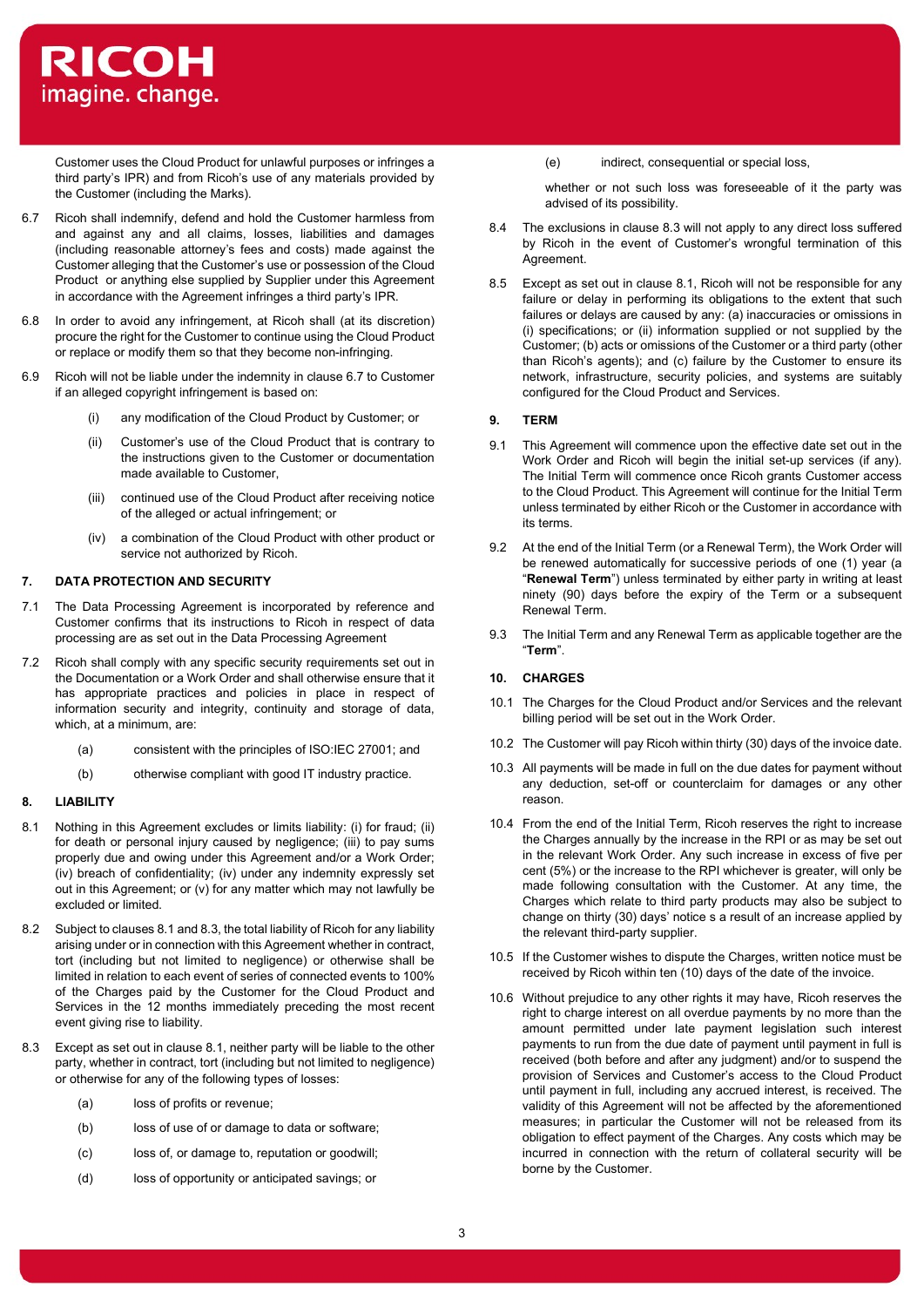Customer uses the Cloud Product for unlawful purposes or infringes a third party's IPR) and from Ricoh's use of any materials provided by the Customer (including the Marks).

6.7 Ricoh shall indemnify, defend and hold the Customer harmless from and against any and all claims, losses, liabilities and damages (including reasonable attorney's fees and costs) made against the Customer alleging that the Customer's use or possession of the Cloud Product or anything else supplied by Supplier under this Agreement in accordance with the Agreement infringes a third party's IPR.

6.8 In order to avoid any infringement, at Ricoh shall (at its discretion) procure the right for the Customer to continue using the Cloud Product or replace or modify them so that they become non-infringing.

6.9 Ricoh will not be liable under the indemnity in clause 6.7 to Customer if an alleged copyright infringement is based on:

(i) any modification of the Cloud Product by Customer; or

(ii) Customer's use of the Cloud Product that is contrary to the instructions given to the Customer or documentation made available to Customer,

(iii) continued use of the Cloud Product after receiving notice of the alleged or actual infringement; or

(iv) a combination of the Cloud Product with other product or service not authorized by Ricoh.

## 7. DATA PROTECTION AND SECURITY

7.1 The Data Processing Agreement is incorporated by reference and Customer confirms that its instructions to Ricoh in respect of data processing are as set out in the Data Processing Agreement

7.2 Ricoh shall comply with any specific security requirements set out in the Documentation or a Work Order and shall otherwise ensure that it has appropriate practices and policies in place in respect of information security and integrity, continuity and storage of data, which, at a minimum, are:

(a) consistent with the principles of ISO:IEC 27001; and

(b) otherwise compliant with good IT industry practice.

## 8. LIABILITY

8.1 Nothing in this Agreement excludes or limits liability: (i) for fraud; (ii) for death or personal injury caused by negligence; (iii) to pay sums properly due and owing under this Agreement and/or a Work Order; (iv) breach of confidentiality; (iv) under any indemnity expressly set out in this Agreement; or (v) for any matter which may not lawfully be excluded or limited.

8.2 Subject to clauses 8.1 and 8.3, the total liability of Ricoh for any liability arising under or in connection with this Agreement whether in contract, tort (including but not limited to negligence) or otherwise shall be limited in relation to each event of series of connected events to 100% of the Charges paid by the Customer for the Cloud Product and Services in the 12 months immediately preceding the most recent event giving rise to liability.

8.3 Except as set out in clause 8.1, neither party will be liable to the other party, whether in contract, tort (including but not limited to negligence) or otherwise for any of the following types of losses:

(a) loss of profits or revenue;

(b) loss of use of or damage to data or software;

(c) loss of, or damage to, reputation or goodwill;

(d) loss of opportunity or anticipated savings; or

(e) indirect, consequential or special loss,

whether or not such loss was foreseeable of it the party was advised of its possibility.

8.4 The exclusions in clause 8.3 will not apply to any direct loss suffered by Ricoh in the event of Customer's wrongful termination of this Agreement.

8.5 Except as set out in clause 8.1, Ricoh will not be responsible for any failure or delay in performing its obligations to the extent that such failures or delays are caused by any: (a) inaccuracies or omissions in (i) specifications; or (ii) information supplied or not supplied by the Customer; (b) acts or omissions of the Customer or a third party (other than Ricoh's agents); and (c) failure by the Customer to ensure its network, infrastructure, security policies, and systems are suitably configured for the Cloud Product and Services.

## 9. TERM

9.1 This Agreement will commence upon the effective date set out in the Work Order and Ricoh will begin the initial set-up services (if any). The Initial Term will commence once Ricoh grants Customer access to the Cloud Product. This Agreement will continue for the Initial Term unless terminated by either Ricoh or the Customer in accordance with its terms.

9.2 At the end of the Initial Term (or a Renewal Term), the Work Order will be renewed automatically for successive periods of one (1) year (a "**Renewal Term**") unless terminated by either party in writing at least ninety (90) days before the expiry of the Term or a subsequent Renewal Term.

9.3 The Initial Term and any Renewal Term as applicable together are the "**Term**".

## 10. CHARGES

10.1 The Charges for the Cloud Product and/or Services and the relevant billing period will be set out in the Work Order.

10.2 The Customer will pay Ricoh within thirty (30) days of the invoice date.

10.3 All payments will be made in full on the due dates for payment without any deduction, set-off or counterclaim for damages or any other reason.

10.4 From the end of the Initial Term, Ricoh reserves the right to increase the Charges annually by the increase in the RPI or as may be set out in the relevant Work Order. Any such increase in excess of five per cent (5%) or the increase to the RPI whichever is greater, will only be made following consultation with the Customer. At any time, the Charges which relate to third party products may also be subject to change on thirty (30) days' notice s a result of an increase applied by the relevant third-party supplier.

10.5 If the Customer wishes to dispute the Charges, written notice must be received by Ricoh within ten (10) days of the date of the invoice.

10.6 Without prejudice to any other rights it may have, Ricoh reserves the right to charge interest on all overdue payments by no more than the amount permitted under late payment legislation such interest payments to run from the due date of payment until payment in full is received (both before and after any judgment) and/or to suspend the provision of Services and Customer's access to the Cloud Product until payment in full, including any accrued interest, is received. The validity of this Agreement will not be affected by the aforementioned measures; in particular the Customer will not be released from its obligation to effect payment of the Charges. Any costs which may be incurred in connection with the return of collateral security will be borne by the Customer.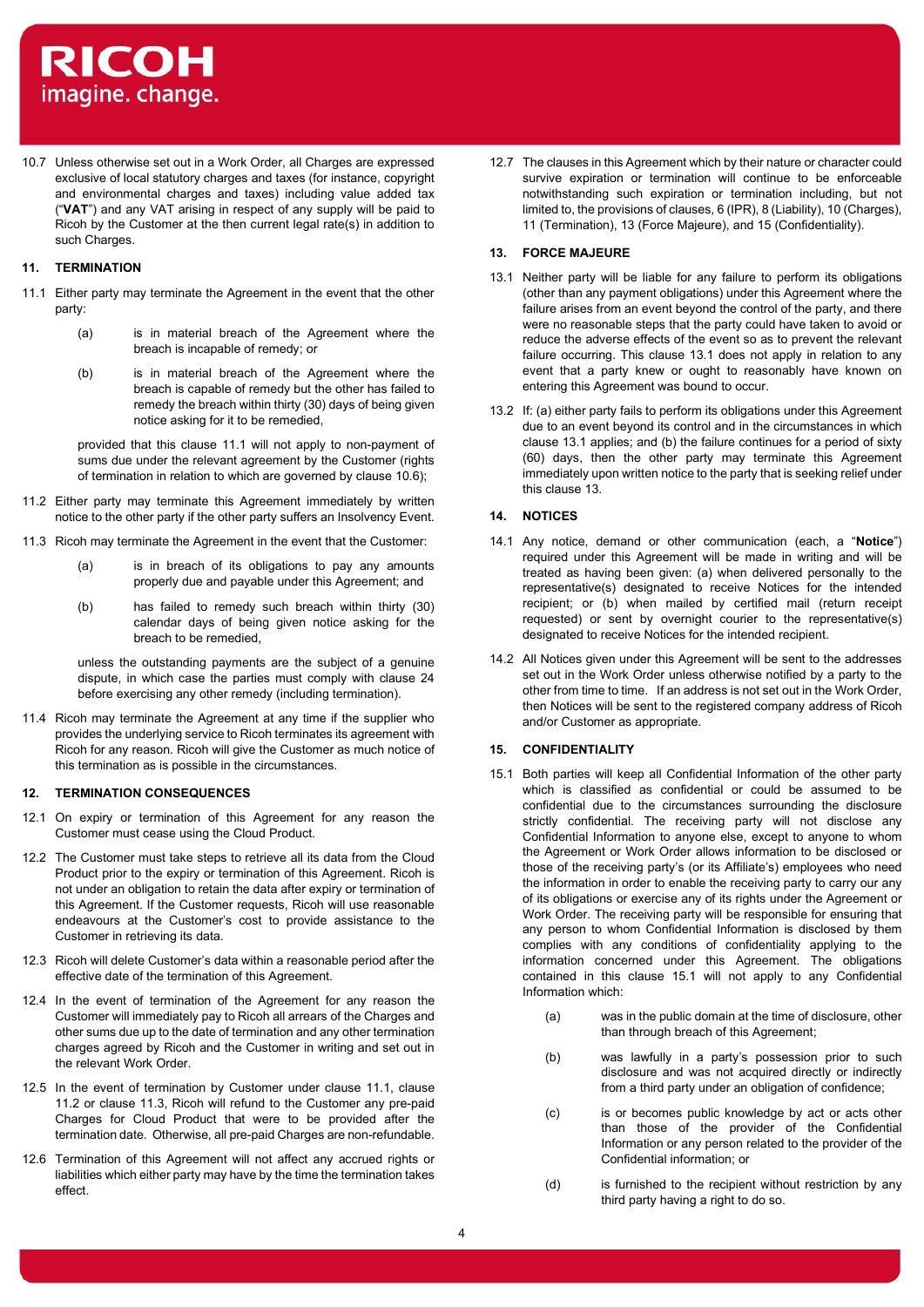10.7 Unless otherwise set out in a Work Order, all Charges are expressed exclusive of local statutory charges and taxes (for instance, copyright and environmental charges and taxes) including value added tax ("**VAT**") and any VAT arising in respect of any supply will be paid to Ricoh by the Customer at the then current legal rate(s) in addition to such Charges.

## 11. TERMINATION

11.1 Either party may terminate the Agreement in the event that the other party:

(a) is in material breach of the Agreement where the breach is incapable of remedy; or

(b) is in material breach of the Agreement where the breach is capable of remedy but the other has failed to remedy the breach within thirty (30) days of being given notice asking for it to be remedied,

provided that this clause 11.1 will not apply to non-payment of sums due under the relevant agreement by the Customer (rights of termination in relation to which are governed by clause 10.6);

11.2 Either party may terminate this Agreement immediately by written notice to the other party if the other party suffers an Insolvency Event.

11.3 Ricoh may terminate the Agreement in the event that the Customer:

(a) is in breach of its obligations to pay any amounts properly due and payable under this Agreement; and

(b) has failed to remedy such breach within thirty (30) calendar days of being given notice asking for the breach to be remedied,

unless the outstanding payments are the subject of a genuine dispute, in which case the parties must comply with clause 24 before exercising any other remedy (including termination).

11.4 Ricoh may terminate the Agreement at any time if the supplier who provides the underlying service to Ricoh terminates its agreement with Ricoh for any reason. Ricoh will give the Customer as much notice of this termination as is possible in the circumstances.

## 12. TERMINATION CONSEQUENCES

12.1 On expiry or termination of this Agreement for any reason the Customer must cease using the Cloud Product.

12.2 The Customer must take steps to retrieve all its data from the Cloud Product prior to the expiry or termination of this Agreement. Ricoh is not under an obligation to retain the data after expiry or termination of this Agreement. If the Customer requests, Ricoh will use reasonable endeavours at the Customer's cost to provide assistance to the Customer in retrieving its data.

12.3 Ricoh will delete Customer's data within a reasonable period after the effective date of the termination of this Agreement.

12.4 In the event of termination of the Agreement for any reason the Customer will immediately pay to Ricoh all arrears of the Charges and other sums due up to the date of termination and any other termination charges agreed by Ricoh and the Customer in writing and set out in the relevant Work Order.

12.5 In the event of termination by Customer under clause 11.1, clause 11.2 or clause 11.3, Ricoh will refund to the Customer any pre-paid Charges for Cloud Product that were to be provided after the termination date. Otherwise, all pre-paid Charges are non-refundable.

12.6 Termination of this Agreement will not affect any accrued rights or liabilities which either party may have by the time the termination takes effect.

12.7 The clauses in this Agreement which by their nature or character could survive expiration or termination will continue to be enforceable notwithstanding such expiration or termination including, but not limited to, the provisions of clauses, 6 (IPR), 8 (Liability), 10 (Charges), 11 (Termination), 13 (Force Majeure), and 15 (Confidentiality).

## 13. FORCE MAJEURE

13.1 Neither party will be liable for any failure to perform its obligations (other than any payment obligations) under this Agreement where the failure arises from an event beyond the control of the party, and there were no reasonable steps that the party could have taken to avoid or reduce the adverse effects of the event so as to prevent the relevant failure occurring. This clause 13.1 does not apply in relation to any event that a party knew or ought to reasonably have known on entering this Agreement was bound to occur.

13.2 If: (a) either party fails to perform its obligations under this Agreement due to an event beyond its control and in the circumstances in which clause 13.1 applies; and (b) the failure continues for a period of sixty (60) days, then the other party may terminate this Agreement immediately upon written notice to the party that is seeking relief under this clause 13.

## 14. NOTICES

14.1 Any notice, demand or other communication (each, a "**Notice**") required under this Agreement will be made in writing and will be treated as having been given: (a) when delivered personally to the representative(s) designated to receive Notices for the intended recipient; or (b) when mailed by certified mail (return receipt requested) or sent by overnight courier to the representative(s) designated to receive Notices for the intended recipient.

14.2 All Notices given under this Agreement will be sent to the addresses set out in the Work Order unless otherwise notified by a party to the other from time to time. If an address is not set out in the Work Order, then Notices will be sent to the registered company address of Ricoh and/or Customer as appropriate.

## 15. CONFIDENTIALITY

15.1 Both parties will keep all Confidential Information of the other party which is classified as confidential or could be assumed to be confidential due to the circumstances surrounding the disclosure strictly confidential. The receiving party will not disclose any Confidential Information to anyone else, except to anyone to whom the Agreement or Work Order allows information to be disclosed or those of the receiving party's (or its Affiliate's) employees who need the information in order to enable the receiving party to carry our any of its obligations or exercise any of its rights under the Agreement or Work Order. The receiving party will be responsible for ensuring that any person to whom Confidential Information is disclosed by them complies with any conditions of confidentiality applying to the information concerned under this Agreement. The obligations contained in this clause 15.1 will not apply to any Confidential Information which:

(a) was in the public domain at the time of disclosure, other than through breach of this Agreement;

(b) was lawfully in a party's possession prior to such disclosure and was not acquired directly or indirectly from a third party under an obligation of confidence;

(c) is or becomes public knowledge by act or acts other than those of the provider of the Confidential Information or any person related to the provider of the Confidential information; or

(d) is furnished to the recipient without restriction by any third party having a right to do so.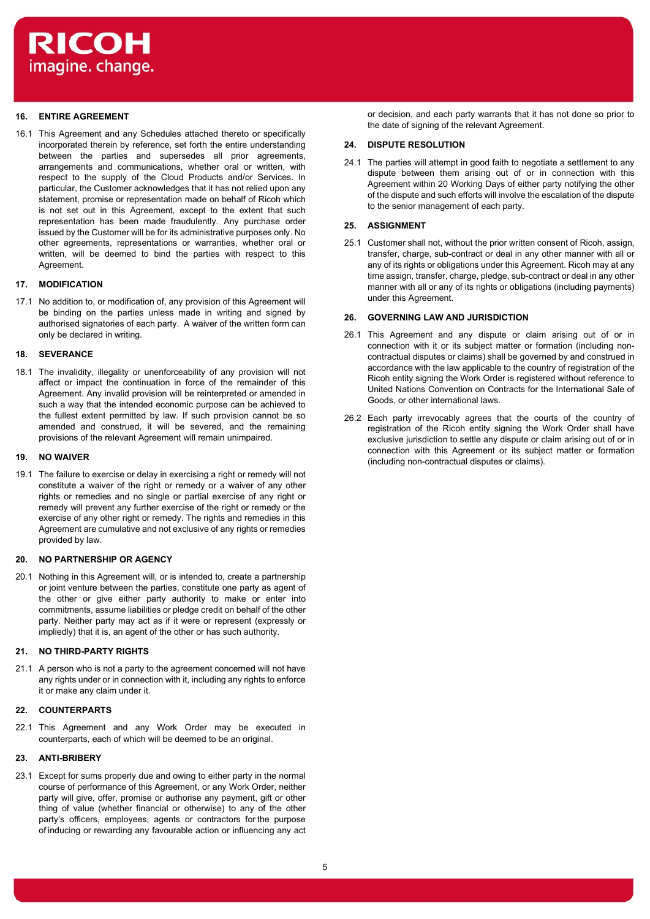## 16. ENTIRE AGREEMENT

16.1 This Agreement and any Schedules attached thereto or specifically incorporated therein by reference, set forth the entire understanding between the parties and supersedes all prior agreements, arrangements and communications, whether oral or written, with respect to the supply of the Cloud Products and/or Services. In particular, the Customer acknowledges that it has not relied upon any statement, promise or representation made on behalf of Ricoh which is not set out in this Agreement, except to the extent that such representation has been made fraudulently. Any purchase order issued by the Customer will be for its administrative purposes only. No other agreements, representations or warranties, whether oral or written, will be deemed to bind the parties with respect to this Agreement.

## 17. MODIFICATION

17.1 No addition to, or modification of, any provision of this Agreement will be binding on the parties unless made in writing and signed by authorised signatories of each party. A waiver of the written form can only be declared in writing.

## 18. SEVERANCE

18.1 The invalidity, illegality or unenforceability of any provision will not affect or impact the continuation in force of the remainder of this Agreement. Any invalid provision will be reinterpreted or amended in such a way that the intended economic purpose can be achieved to the fullest extent permitted by law. If such provision cannot be so amended and construed, it will be severed, and the remaining provisions of the relevant Agreement will remain unimpaired.

## 19. NO WAIVER

19.1 The failure to exercise or delay in exercising a right or remedy will not constitute a waiver of the right or remedy or a waiver of any other rights or remedies and no single or partial exercise of any right or remedy will prevent any further exercise of the right or remedy or the exercise of any other right or remedy. The rights and remedies in this Agreement are cumulative and not exclusive of any rights or remedies provided by law.

## 20. NO PARTNERSHIP OR AGENCY

20.1 Nothing in this Agreement will, or is intended to, create a partnership or joint venture between the parties, constitute one party as agent of the other or give either party authority to make or enter into commitments, assume liabilities or pledge credit on behalf of the other party. Neither party may act as if it were or represent (expressly or impliedly) that it is, an agent of the other or has such authority.

## 21. NO THIRD-PARTY RIGHTS

21.1 A person who is not a party to the agreement concerned will not have any rights under or in connection with it, including any rights to enforce it or make any claim under it.

## 22. COUNTERPARTS

22.1 This Agreement and any Work Order may be executed in counterparts, each of which will be deemed to be an original.

## 23. ANTI-BRIBERY

23.1 Except for sums properly due and owing to either party in the normal course of performance of this Agreement, or any Work Order, neither party will give, offer, promise or authorise any payment, gift or other thing of value (whether financial or otherwise) to any of the other party's officers, employees, agents or contractors for the purpose of inducing or rewarding any favourable action or influencing any act or decision, and each party warrants that it has not done so prior to the date of signing of the relevant Agreement.

## 24. DISPUTE RESOLUTION

24.1 The parties will attempt in good faith to negotiate a settlement to any dispute between them arising out of or in connection with this Agreement within 20 Working Days of either party notifying the other of the dispute and such efforts will involve the escalation of the dispute to the senior management of each party.

## 25. ASSIGNMENT

25.1 Customer shall not, without the prior written consent of Ricoh, assign, transfer, charge, sub-contract or deal in any other manner with all or any of its rights or obligations under this Agreement. Ricoh may at any time assign, transfer, charge, pledge, sub-contract or deal in any other manner with all or any of its rights or obligations (including payments) under this Agreement.

## 26. GOVERNING LAW AND JURISDICTION

26.1 This Agreement and any dispute or claim arising out of or in connection with it or its subject matter or formation (including non-contractual disputes or claims) shall be governed by and construed in accordance with the law applicable to the country of registration of the Ricoh entity signing the Work Order is registered without reference to United Nations Convention on Contracts for the International Sale of Goods, or other international laws.

26.2 Each party irrevocably agrees that the courts of the country of registration of the Ricoh entity signing the Work Order shall have exclusive jurisdiction to settle any dispute or claim arising out of or in connection with this Agreement or its subject matter or formation (including non-contractual disputes or claims).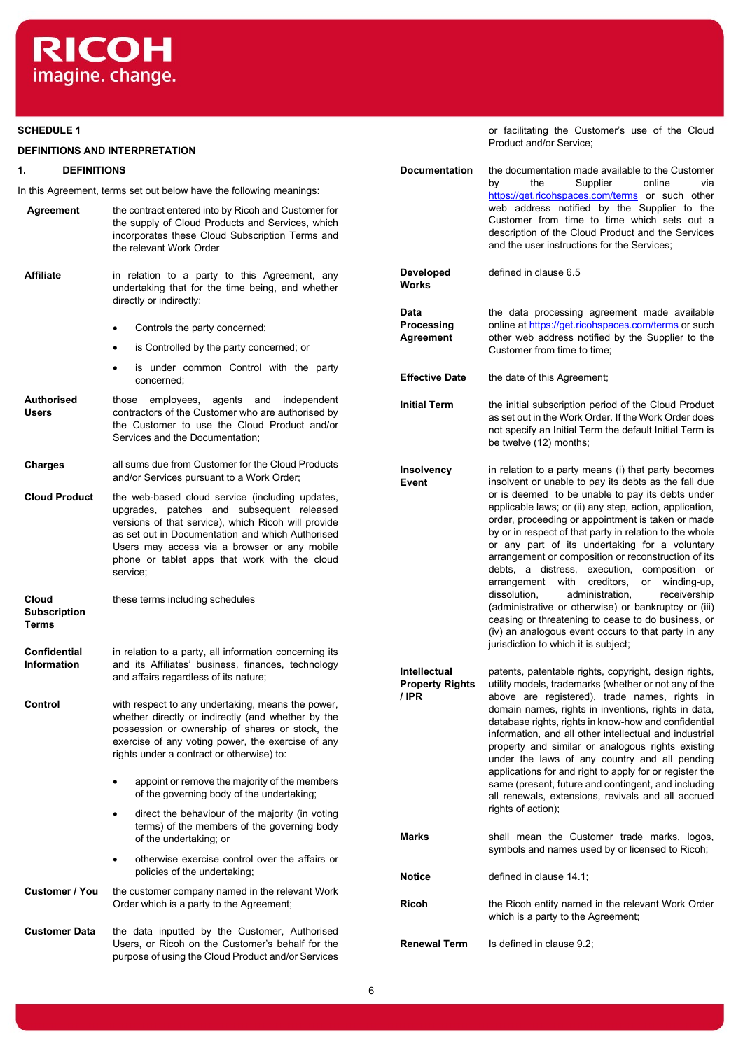**SCHEDULE 1**

**DEFINITIONS AND INTERPRETATION**

**1. DEFINITIONS**

In this Agreement, terms set out below have the following meanings:

**Agreement** the contract entered into by Ricoh and Customer for the supply of Cloud Products and Services, which incorporates these Cloud Subscription Terms and the relevant Work Order

**Affiliate** in relation to a party to this Agreement, any undertaking that for the time being, and whether directly or indirectly:

- Controls the party concerned;
- is Controlled by the party concerned; or
- is under common Control with the party concerned;

**Authorised Users** those employees, agents and independent contractors of the Customer who are authorised by the Customer to use the Cloud Product and/or Services and the Documentation;

**Charges** all sums due from Customer for the Cloud Products and/or Services pursuant to a Work Order;

**Cloud Product** the web-based cloud service (including updates, upgrades, patches and subsequent released versions of that service), which Ricoh will provide as set out in Documentation and which Authorised Users may access via a browser or any mobile phone or tablet apps that work with the cloud service;

**Cloud Subscription Terms** these terms including schedules

**Confidential Information** in relation to a party, all information concerning its and its Affiliates' business, finances, technology and affairs regardless of its nature;

**Control** with respect to any undertaking, means the power, whether directly or indirectly (and whether by the possession or ownership of shares or stock, the exercise of any voting power, the exercise of any rights under a contract or otherwise) to:

- appoint or remove the majority of the members of the governing body of the undertaking;
- direct the behaviour of the majority (in voting terms) of the members of the governing body of the undertaking; or
- otherwise exercise control over the affairs or policies of the undertaking;

**Customer / You** the customer company named in the relevant Work Order which is a party to the Agreement;

**Customer Data** the data inputted by the Customer, Authorised Users, or Ricoh on the Customer's behalf for the purpose of using the Cloud Product and/or Services or facilitating the Customer's use of the Cloud Product and/or Service;

**Documentation** the documentation made available to the Customer by the Supplier online via https://get.ricohspaces.com/terms or such other web address notified by the Supplier to the Customer from time to time which sets out a description of the Cloud Product and the Services and the user instructions for the Services;

**Developed Works** defined in clause 6.5

**Data Processing Agreement** the data processing agreement made available online at https://get.ricohspaces.com/terms or such other web address notified by the Supplier to the Customer from time to time;

**Effective Date** the date of this Agreement;

**Initial Term** the initial subscription period of the Cloud Product as set out in the Work Order. If the Work Order does not specify an Initial Term the default Initial Term is be twelve (12) months;

**Insolvency Event** in relation to a party means (i) that party becomes insolvent or unable to pay its debts as the fall due or is deemed to be unable to pay its debts under applicable laws; or (ii) any step, action, application, order, proceeding or appointment is taken or made by or in respect of that party in relation to the whole or any part of its undertaking for a voluntary arrangement or composition or reconstruction of its debts, a distress, execution, composition or arrangement with creditors, or winding-up, dissolution, administration, receivership (administrative or otherwise) or bankruptcy or (iii) ceasing or threatening to cease to do business, or (iv) an analogous event occurs to that party in any jurisdiction to which it is subject;

**Intellectual Property Rights / IPR** patents, patentable rights, copyright, design rights, utility models, trademarks (whether or not any of the above are registered), trade names, rights in domain names, rights in inventions, rights in data, database rights, rights in know-how and confidential information, and all other intellectual and industrial property and similar or analogous rights existing under the laws of any country and all pending applications for and right to apply for or register the same (present, future and contingent, and including all renewals, extensions, revivals and all accrued rights of action);

**Marks** shall mean the Customer trade marks, logos, symbols and names used by or licensed to Ricoh;

**Notice** defined in clause 14.1;

**Ricoh** the Ricoh entity named in the relevant Work Order which is a party to the Agreement;

**Renewal Term** Is defined in clause 9.2;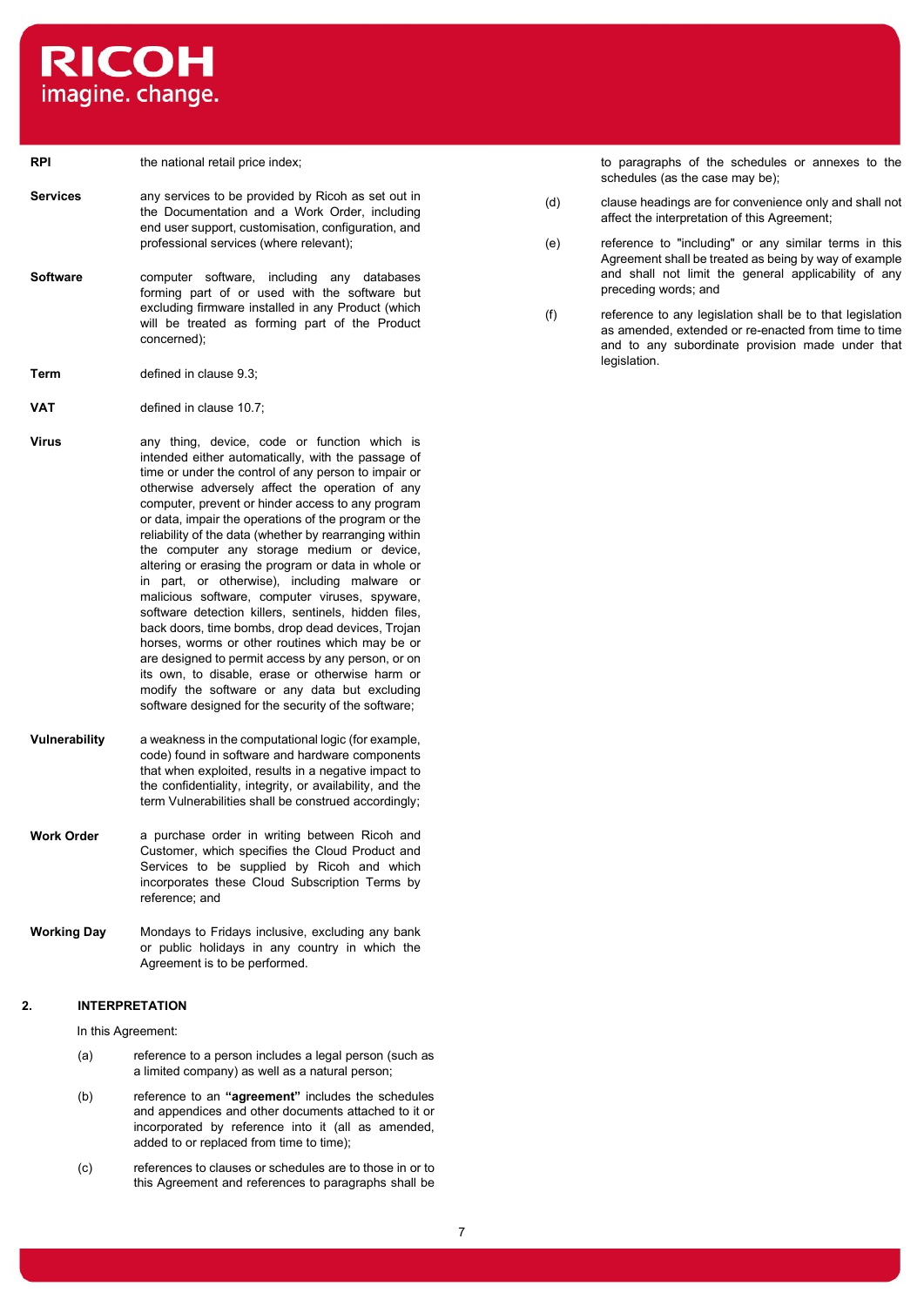**RPI** the national retail price index;

**Services** any services to be provided by Ricoh as set out in the Documentation and a Work Order, including end user support, customisation, configuration, and professional services (where relevant);

**Software** computer software, including any databases forming part of or used with the software but excluding firmware installed in any Product (which will be treated as forming part of the Product concerned);

**Term** defined in clause 9.3;

**VAT** defined in clause 10.7;

**Virus** any thing, device, code or function which is intended either automatically, with the passage of time or under the control of any person to impair or otherwise adversely affect the operation of any computer, prevent or hinder access to any program or data, impair the operations of the program or the reliability of the data (whether by rearranging within the computer any storage medium or device, altering or erasing the program or data in whole or in part, or otherwise), including malware or malicious software, computer viruses, spyware, software detection killers, sentinels, hidden files, back doors, time bombs, drop dead devices, Trojan horses, worms or other routines which may be or are designed to permit access by any person, or on its own, to disable, erase or otherwise harm or modify the software or any data but excluding software designed for the security of the software;

**Vulnerability** a weakness in the computational logic (for example, code) found in software and hardware components that when exploited, results in a negative impact to the confidentiality, integrity, or availability, and the term Vulnerabilities shall be construed accordingly;

**Work Order** a purchase order in writing between Ricoh and Customer, which specifies the Cloud Product and Services to be supplied by Ricoh and which incorporates these Cloud Subscription Terms by reference; and

**Working Day** Mondays to Fridays inclusive, excluding any bank or public holidays in any country in which the Agreement is to be performed.

## 2. INTERPRETATION

In this Agreement:

(a) reference to a person includes a legal person (such as a limited company) as well as a natural person;

(b) reference to an **"agreement"** includes the schedules and appendices and other documents attached to it or incorporated by reference into it (all as amended, added to or replaced from time to time);

(c) references to clauses or schedules are to those in or to this Agreement and references to paragraphs shall be to paragraphs of the schedules or annexes to the schedules (as the case may be);

(d) clause headings are for convenience only and shall not affect the interpretation of this Agreement;

(e) reference to "including" or any similar terms in this Agreement shall be treated as being by way of example and shall not limit the general applicability of any preceding words; and

(f) reference to any legislation shall be to that legislation as amended, extended or re-enacted from time to time and to any subordinate provision made under that legislation.